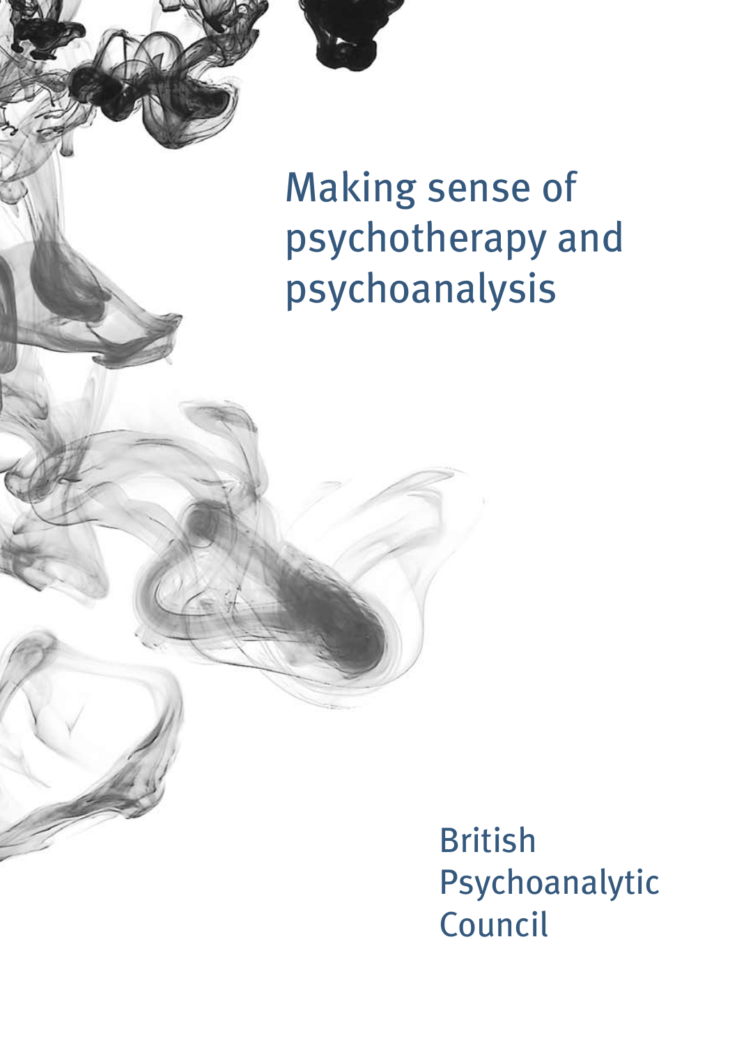# Making sense of psychotherapy and psychoanalysis

British Psychoanalytic Council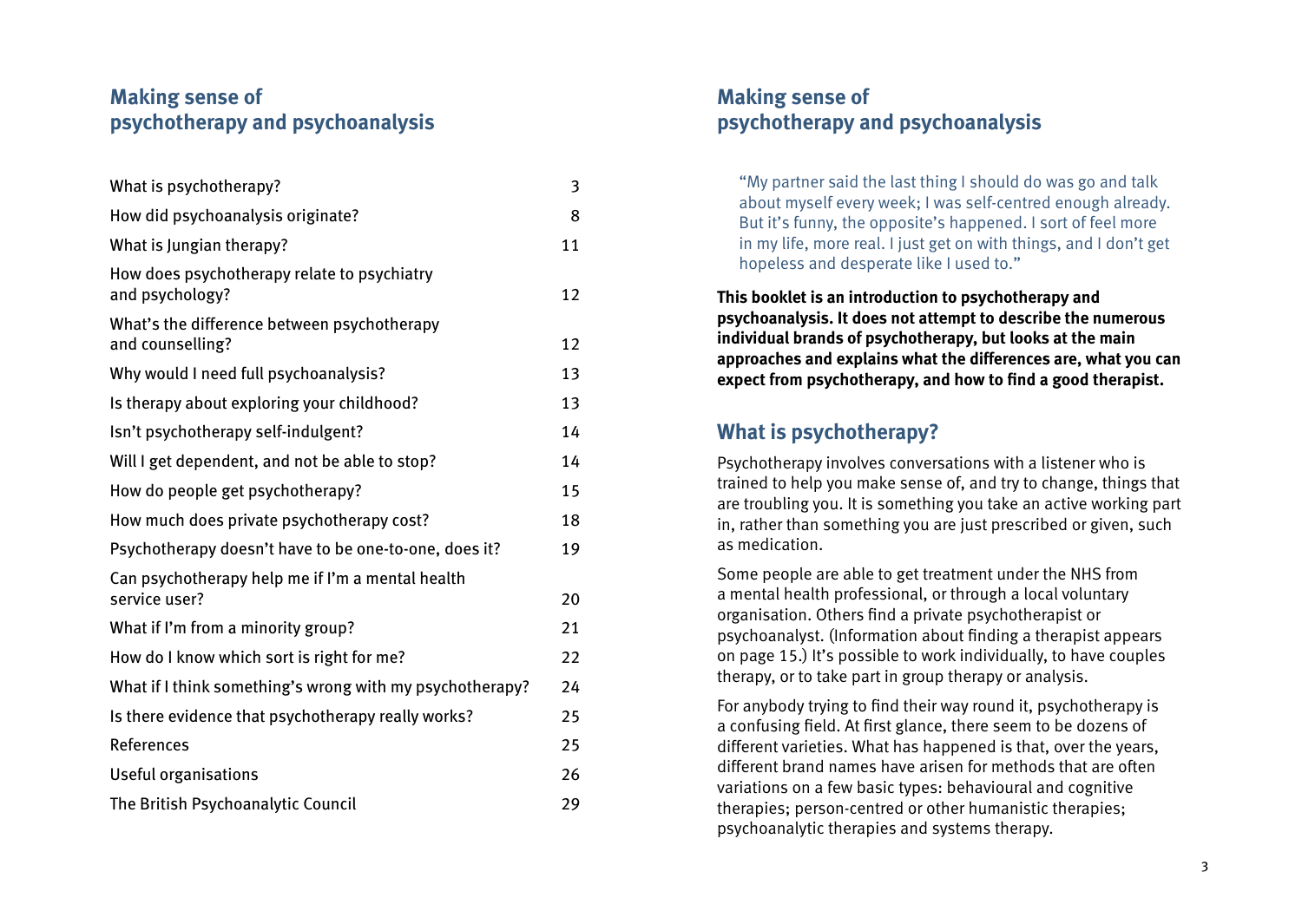## Making sense of psychotherapy and psychoanalysis

| | |
|---|---|
| What is psychotherapy? | 3 |
| How did psychoanalysis originate? | 8 |
| What is Jungian therapy? | 11 |
| How does psychotherapy relate to psychiatry and psychology? | 12 |
| What's the difference between psychotherapy and counselling? | 12 |
| Why would I need full psychoanalysis? | 13 |
| Is therapy about exploring your childhood? | 13 |
| Isn't psychotherapy self-indulgent? | 14 |
| Will I get dependent, and not be able to stop? | 14 |
| How do people get psychotherapy? | 15 |
| How much does private psychotherapy cost? | 18 |
| Psychotherapy doesn't have to be one-to-one, does it? | 19 |
| Can psychotherapy help me if I'm a mental health service user? | 20 |
| What if I'm from a minority group? | 21 |
| How do I know which sort is right for me? | 22 |
| What if I think something's wrong with my psychotherapy? | 24 |
| Is there evidence that psychotherapy really works? | 25 |
| References | 25 |
| Useful organisations | 26 |
| The British Psychoanalytic Council | 29 |

## Making sense of psychotherapy and psychoanalysis

> "My partner said the last thing I should do was go and talk about myself every week; I was self-centred enough already. But it's funny, the opposite's happened. I sort of feel more in my life, more real. I just get on with things, and I don't get hopeless and desperate like I used to."

**This booklet is an introduction to psychotherapy and psychoanalysis. It does not attempt to describe the numerous individual brands of psychotherapy, but looks at the main approaches and explains what the differences are, what you can expect from psychotherapy, and how to find a good therapist.**

## What is psychotherapy?

Psychotherapy involves conversations with a listener who is trained to help you make sense of, and try to change, things that are troubling you. It is something you take an active working part in, rather than something you are just prescribed or given, such as medication.

Some people are able to get treatment under the NHS from a mental health professional, or through a local voluntary organisation. Others find a private psychotherapist or psychoanalyst. (Information about finding a therapist appears on page 15.) It's possible to work individually, to have couples therapy, or to take part in group therapy or analysis.

For anybody trying to find their way round it, psychotherapy is a confusing field. At first glance, there seem to be dozens of different varieties. What has happened is that, over the years, different brand names have arisen for methods that are often variations on a few basic types: behavioural and cognitive therapies; person-centred or other humanistic therapies; psychoanalytic therapies and systems therapy.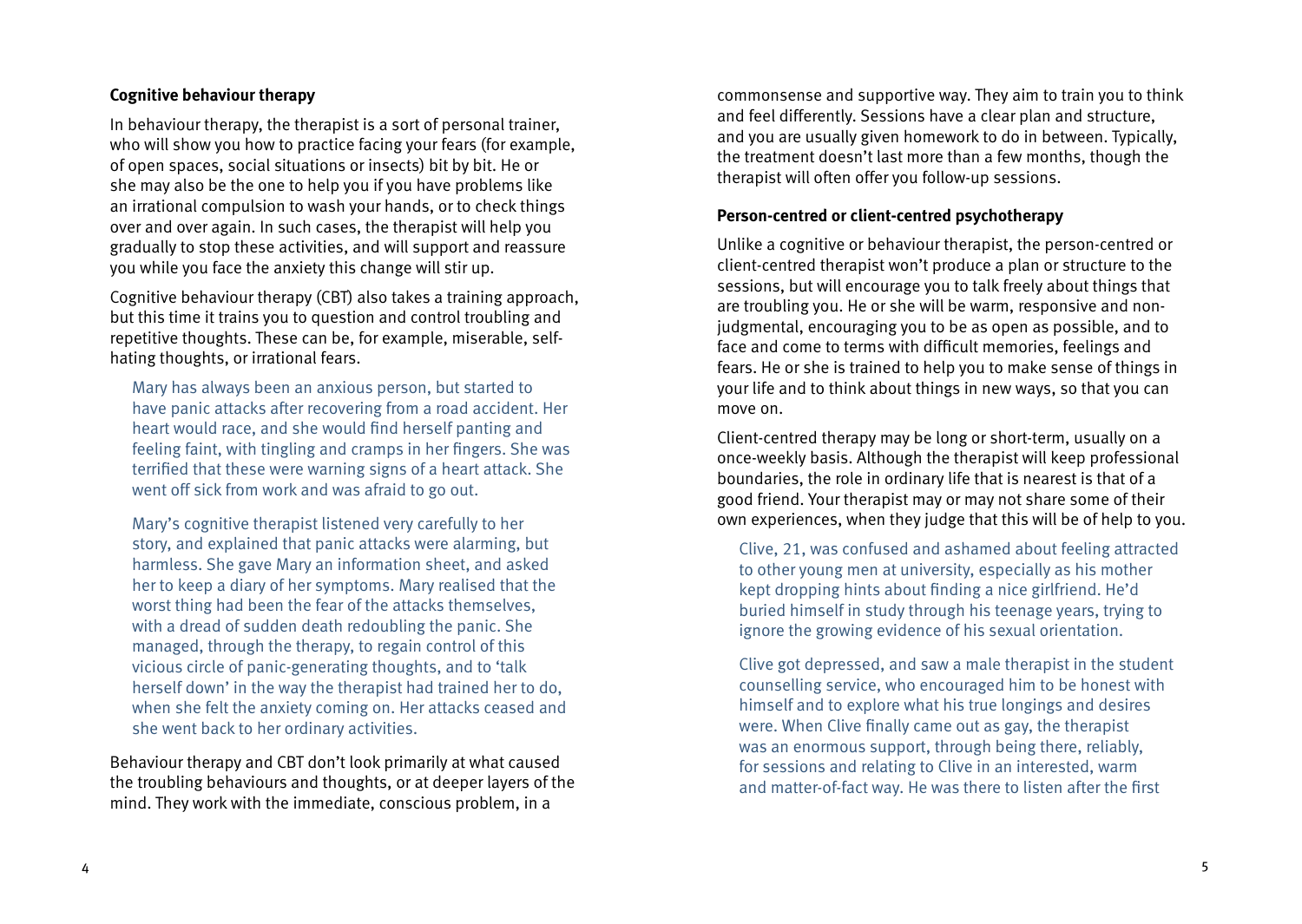### Cognitive behaviour therapy

In behaviour therapy, the therapist is a sort of personal trainer, who will show you how to practice facing your fears (for example, of open spaces, social situations or insects) bit by bit. He or she may also be the one to help you if you have problems like an irrational compulsion to wash your hands, or to check things over and over again. In such cases, the therapist will help you gradually to stop these activities, and will support and reassure you while you face the anxiety this change will stir up.

Cognitive behaviour therapy (CBT) also takes a training approach, but this time it trains you to question and control troubling and repetitive thoughts. These can be, for example, miserable, self-hating thoughts, or irrational fears.

> Mary has always been an anxious person, but started to have panic attacks after recovering from a road accident. Her heart would race, and she would find herself panting and feeling faint, with tingling and cramps in her fingers. She was terrified that these were warning signs of a heart attack. She went off sick from work and was afraid to go out.
>
> Mary's cognitive therapist listened very carefully to her story, and explained that panic attacks were alarming, but harmless. She gave Mary an information sheet, and asked her to keep a diary of her symptoms. Mary realised that the worst thing had been the fear of the attacks themselves, with a dread of sudden death redoubling the panic. She managed, through the therapy, to regain control of this vicious circle of panic-generating thoughts, and to 'talk herself down' in the way the therapist had trained her to do, when she felt the anxiety coming on. Her attacks ceased and she went back to her ordinary activities.

Behaviour therapy and CBT don't look primarily at what caused the troubling behaviours and thoughts, or at deeper layers of the mind. They work with the immediate, conscious problem, in a commonsense and supportive way. They aim to train you to think and feel differently. Sessions have a clear plan and structure, and you are usually given homework to do in between. Typically, the treatment doesn't last more than a few months, though the therapist will often offer you follow-up sessions.

### Person-centred or client-centred psychotherapy

Unlike a cognitive or behaviour therapist, the person-centred or client-centred therapist won't produce a plan or structure to the sessions, but will encourage you to talk freely about things that are troubling you. He or she will be warm, responsive and non-judgmental, encouraging you to be as open as possible, and to face and come to terms with difficult memories, feelings and fears. He or she is trained to help you to make sense of things in your life and to think about things in new ways, so that you can move on.

Client-centred therapy may be long or short-term, usually on a once-weekly basis. Although the therapist will keep professional boundaries, the role in ordinary life that is nearest is that of a good friend. Your therapist may or may not share some of their own experiences, when they judge that this will be of help to you.

> Clive, 21, was confused and ashamed about feeling attracted to other young men at university, especially as his mother kept dropping hints about finding a nice girlfriend. He'd buried himself in study through his teenage years, trying to ignore the growing evidence of his sexual orientation.
>
> Clive got depressed, and saw a male therapist in the student counselling service, who encouraged him to be honest with himself and to explore what his true longings and desires were. When Clive finally came out as gay, the therapist was an enormous support, through being there, reliably, for sessions and relating to Clive in an interested, warm and matter-of-fact way. He was there to listen after the first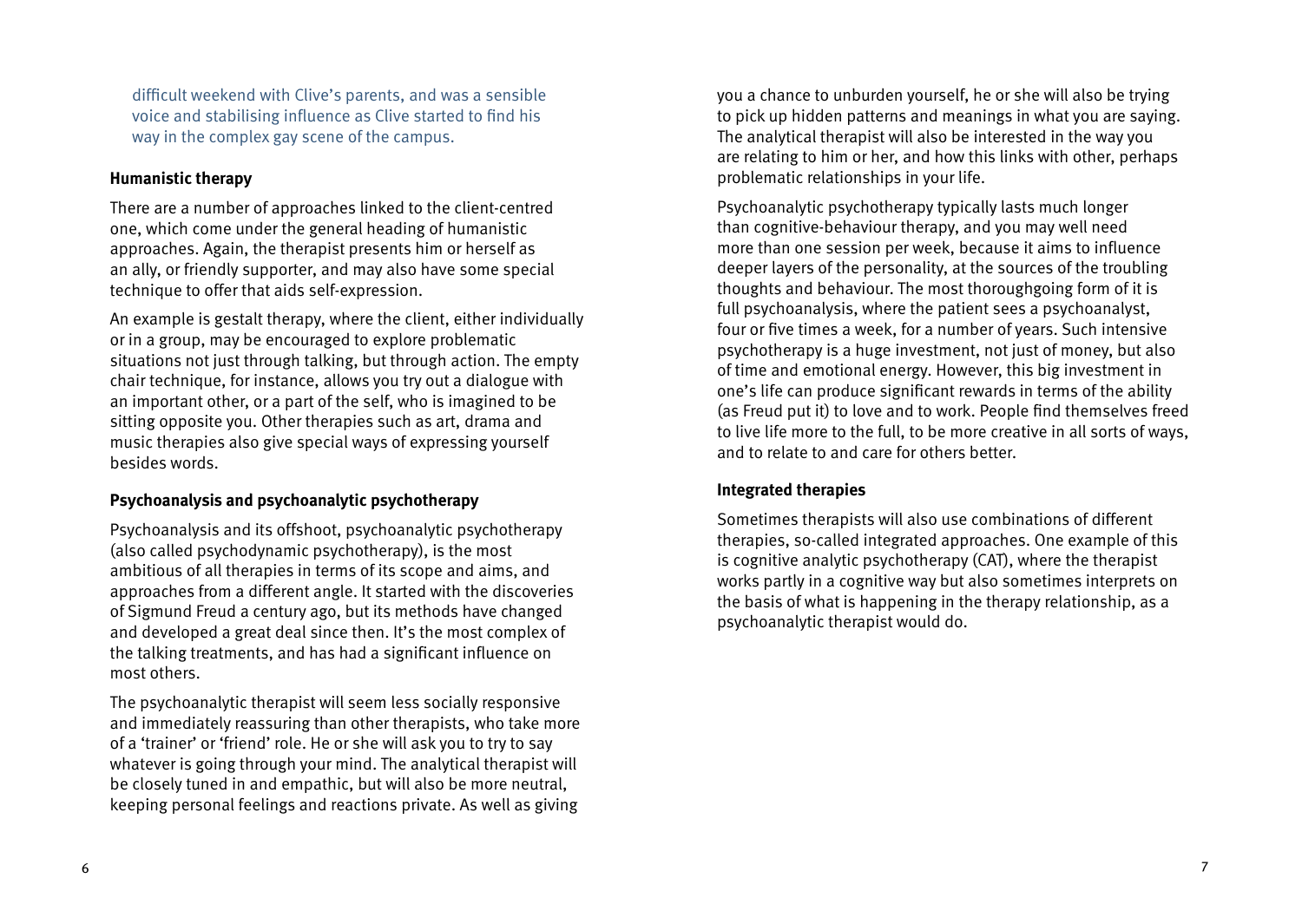difficult weekend with Clive's parents, and was a sensible voice and stabilising influence as Clive started to find his way in the complex gay scene of the campus.

### Humanistic therapy

There are a number of approaches linked to the client-centred one, which come under the general heading of humanistic approaches. Again, the therapist presents him or herself as an ally, or friendly supporter, and may also have some special technique to offer that aids self-expression.

An example is gestalt therapy, where the client, either individually or in a group, may be encouraged to explore problematic situations not just through talking, but through action. The empty chair technique, for instance, allows you try out a dialogue with an important other, or a part of the self, who is imagined to be sitting opposite you. Other therapies such as art, drama and music therapies also give special ways of expressing yourself besides words.

### Psychoanalysis and psychoanalytic psychotherapy

Psychoanalysis and its offshoot, psychoanalytic psychotherapy (also called psychodynamic psychotherapy), is the most ambitious of all therapies in terms of its scope and aims, and approaches from a different angle. It started with the discoveries of Sigmund Freud a century ago, but its methods have changed and developed a great deal since then. It's the most complex of the talking treatments, and has had a significant influence on most others.

The psychoanalytic therapist will seem less socially responsive and immediately reassuring than other therapists, who take more of a 'trainer' or 'friend' role. He or she will ask you to try to say whatever is going through your mind. The analytical therapist will be closely tuned in and empathic, but will also be more neutral, keeping personal feelings and reactions private. As well as giving you a chance to unburden yourself, he or she will also be trying to pick up hidden patterns and meanings in what you are saying. The analytical therapist will also be interested in the way you are relating to him or her, and how this links with other, perhaps problematic relationships in your life.

Psychoanalytic psychotherapy typically lasts much longer than cognitive-behaviour therapy, and you may well need more than one session per week, because it aims to influence deeper layers of the personality, at the sources of the troubling thoughts and behaviour. The most thoroughgoing form of it is full psychoanalysis, where the patient sees a psychoanalyst, four or five times a week, for a number of years. Such intensive psychotherapy is a huge investment, not just of money, but also of time and emotional energy. However, this big investment in one's life can produce significant rewards in terms of the ability (as Freud put it) to love and to work. People find themselves freed to live life more to the full, to be more creative in all sorts of ways, and to relate to and care for others better.

### Integrated therapies

Sometimes therapists will also use combinations of different therapies, so-called integrated approaches. One example of this is cognitive analytic psychotherapy (CAT), where the therapist works partly in a cognitive way but also sometimes interprets on the basis of what is happening in the therapy relationship, as a psychoanalytic therapist would do.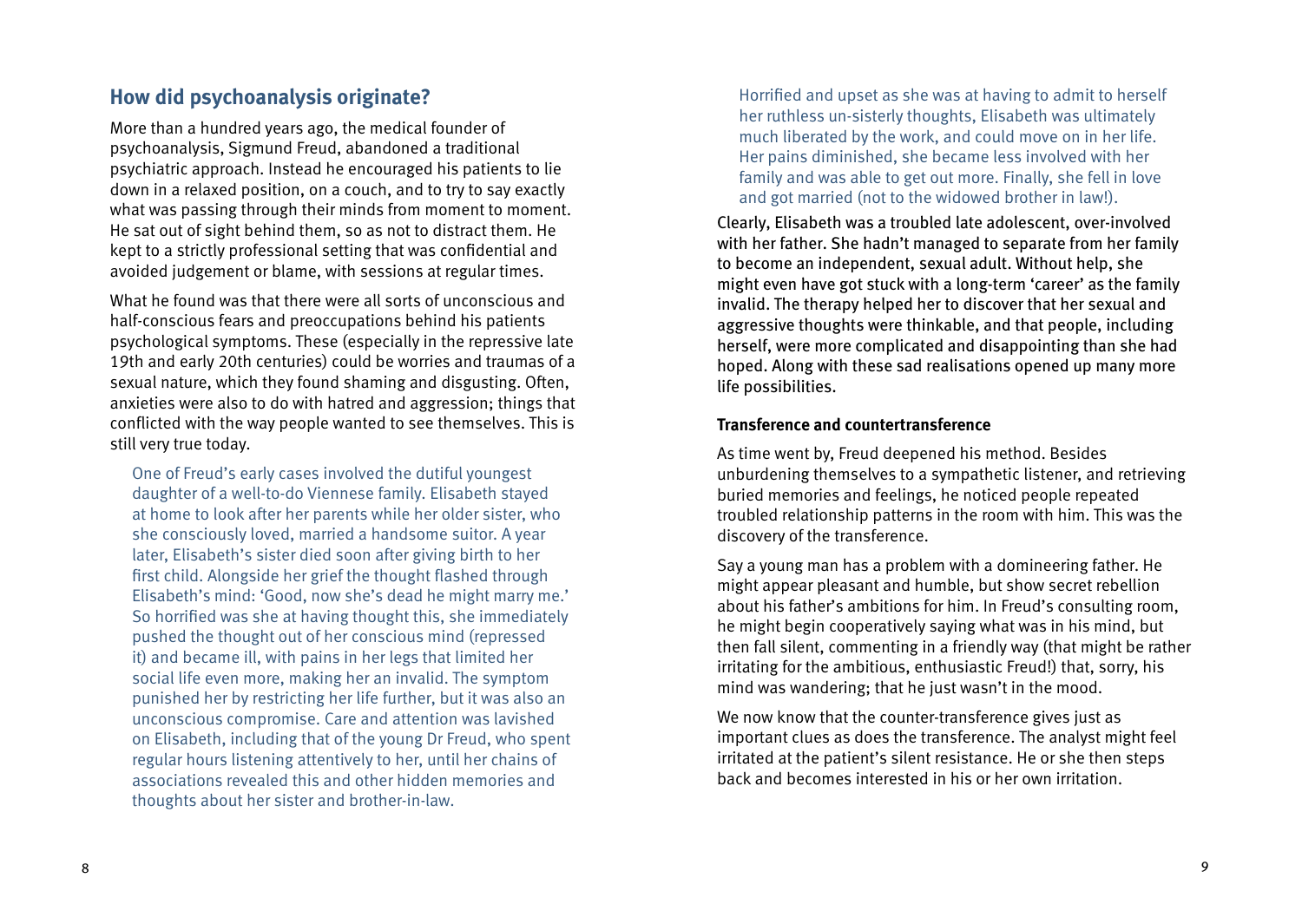## How did psychoanalysis originate?

More than a hundred years ago, the medical founder of psychoanalysis, Sigmund Freud, abandoned a traditional psychiatric approach. Instead he encouraged his patients to lie down in a relaxed position, on a couch, and to try to say exactly what was passing through their minds from moment to moment. He sat out of sight behind them, so as not to distract them. He kept to a strictly professional setting that was confidential and avoided judgement or blame, with sessions at regular times.

What he found was that there were all sorts of unconscious and half-conscious fears and preoccupations behind his patients psychological symptoms. These (especially in the repressive late 19th and early 20th centuries) could be worries and traumas of a sexual nature, which they found shaming and disgusting. Often, anxieties were also to do with hatred and aggression; things that conflicted with the way people wanted to see themselves. This is still very true today.

> One of Freud's early cases involved the dutiful youngest daughter of a well-to-do Viennese family. Elisabeth stayed at home to look after her parents while her older sister, who she consciously loved, married a handsome suitor. A year later, Elisabeth's sister died soon after giving birth to her first child. Alongside her grief the thought flashed through Elisabeth's mind: 'Good, now she's dead he might marry me.' So horrified was she at having thought this, she immediately pushed the thought out of her conscious mind (repressed it) and became ill, with pains in her legs that limited her social life even more, making her an invalid. The symptom punished her by restricting her life further, but it was also an unconscious compromise. Care and attention was lavished on Elisabeth, including that of the young Dr Freud, who spent regular hours listening attentively to her, until her chains of associations revealed this and other hidden memories and thoughts about her sister and brother-in-law.
>
> Horrified and upset as she was at having to admit to herself her ruthless un-sisterly thoughts, Elisabeth was ultimately much liberated by the work, and could move on in her life. Her pains diminished, she became less involved with her family and was able to get out more. Finally, she fell in love and got married (not to the widowed brother in law!).

Clearly, Elisabeth was a troubled late adolescent, over-involved with her father. She hadn't managed to separate from her family to become an independent, sexual adult. Without help, she might even have got stuck with a long-term 'career' as the family invalid. The therapy helped her to discover that her sexual and aggressive thoughts were thinkable, and that people, including herself, were more complicated and disappointing than she had hoped. Along with these sad realisations opened up many more life possibilities.

### Transference and countertransference

As time went by, Freud deepened his method. Besides unburdening themselves to a sympathetic listener, and retrieving buried memories and feelings, he noticed people repeated troubled relationship patterns in the room with him. This was the discovery of the transference.

Say a young man has a problem with a domineering father. He might appear pleasant and humble, but show secret rebellion about his father's ambitions for him. In Freud's consulting room, he might begin cooperatively saying what was in his mind, but then fall silent, commenting in a friendly way (that might be rather irritating for the ambitious, enthusiastic Freud!) that, sorry, his mind was wandering; that he just wasn't in the mood.

We now know that the counter-transference gives just as important clues as does the transference. The analyst might feel irritated at the patient's silent resistance. He or she then steps back and becomes interested in his or her own irritation.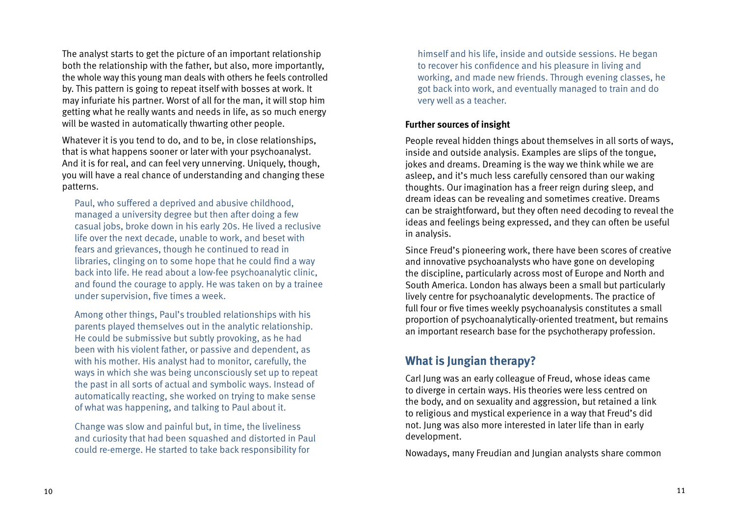The analyst starts to get the picture of an important relationship both the relationship with the father, but also, more importantly, the whole way this young man deals with others he feels controlled by. This pattern is going to repeat itself with bosses at work. It may infuriate his partner. Worst of all for the man, it will stop him getting what he really wants and needs in life, as so much energy will be wasted in automatically thwarting other people.

Whatever it is you tend to do, and to be, in close relationships, that is what happens sooner or later with your psychoanalyst. And it is for real, and can feel very unnerving. Uniquely, though, you will have a real chance of understanding and changing these patterns.

> Paul, who suffered a deprived and abusive childhood, managed a university degree but then after doing a few casual jobs, broke down in his early 20s. He lived a reclusive life over the next decade, unable to work, and beset with fears and grievances, though he continued to read in libraries, clinging on to some hope that he could find a way back into life. He read about a low-fee psychoanalytic clinic, and found the courage to apply. He was taken on by a trainee under supervision, five times a week.
>
> Among other things, Paul's troubled relationships with his parents played themselves out in the analytic relationship. He could be submissive but subtly provoking, as he had been with his violent father, or passive and dependent, as with his mother. His analyst had to monitor, carefully, the ways in which she was being unconsciously set up to repeat the past in all sorts of actual and symbolic ways. Instead of automatically reacting, she worked on trying to make sense of what was happening, and talking to Paul about it.
>
> Change was slow and painful but, in time, the liveliness and curiosity that had been squashed and distorted in Paul could re-emerge. He started to take back responsibility for himself and his life, inside and outside sessions. He began to recover his confidence and his pleasure in living and working, and made new friends. Through evening classes, he got back into work, and eventually managed to train and do very well as a teacher.

**Further sources of insight**

People reveal hidden things about themselves in all sorts of ways, inside and outside analysis. Examples are slips of the tongue, jokes and dreams. Dreaming is the way we think while we are asleep, and it's much less carefully censored than our waking thoughts. Our imagination has a freer reign during sleep, and dream ideas can be revealing and sometimes creative. Dreams can be straightforward, but they often need decoding to reveal the ideas and feelings being expressed, and they can often be useful in analysis.

Since Freud's pioneering work, there have been scores of creative and innovative psychoanalysts who have gone on developing the discipline, particularly across most of Europe and North and South America. London has always been a small but particularly lively centre for psychoanalytic developments. The practice of full four or five times weekly psychoanalysis constitutes a small proportion of psychoanalytically-oriented treatment, but remains an important research base for the psychotherapy profession.

## What is Jungian therapy?

Carl Jung was an early colleague of Freud, whose ideas came to diverge in certain ways. His theories were less centred on the body, and on sexuality and aggression, but retained a link to religious and mystical experience in a way that Freud's did not. Jung was also more interested in later life than in early development.

Nowadays, many Freudian and Jungian analysts share common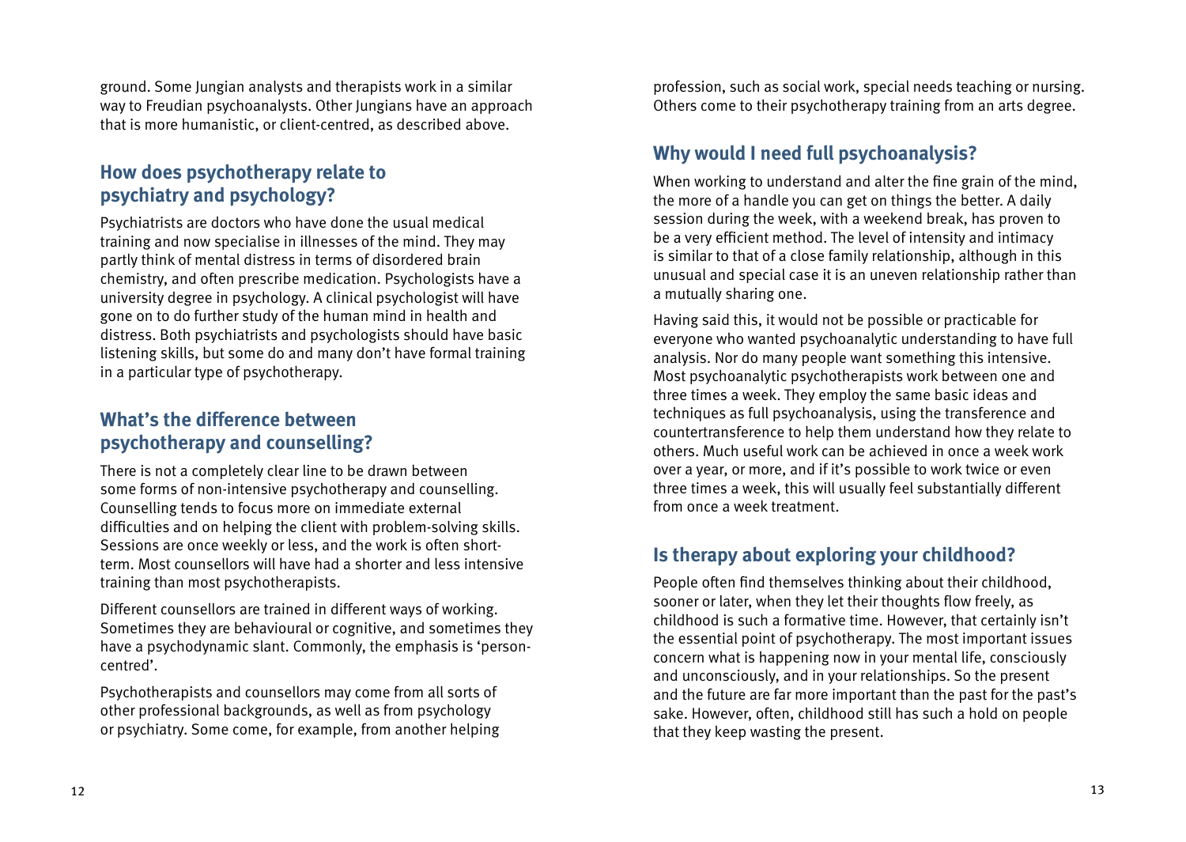ground. Some Jungian analysts and therapists work in a similar way to Freudian psychoanalysts. Other Jungians have an approach that is more humanistic, or client-centred, as described above.

## How does psychotherapy relate to psychiatry and psychology?

Psychiatrists are doctors who have done the usual medical training and now specialise in illnesses of the mind. They may partly think of mental distress in terms of disordered brain chemistry, and often prescribe medication. Psychologists have a university degree in psychology. A clinical psychologist will have gone on to do further study of the human mind in health and distress. Both psychiatrists and psychologists should have basic listening skills, but some do and many don't have formal training in a particular type of psychotherapy.

## What's the difference between psychotherapy and counselling?

There is not a completely clear line to be drawn between some forms of non-intensive psychotherapy and counselling. Counselling tends to focus more on immediate external difficulties and on helping the client with problem-solving skills. Sessions are once weekly or less, and the work is often short-term. Most counsellors will have had a shorter and less intensive training than most psychotherapists.

Different counsellors are trained in different ways of working. Sometimes they are behavioural or cognitive, and sometimes they have a psychodynamic slant. Commonly, the emphasis is 'person-centred'.

Psychotherapists and counsellors may come from all sorts of other professional backgrounds, as well as from psychology or psychiatry. Some come, for example, from another helping profession, such as social work, special needs teaching or nursing. Others come to their psychotherapy training from an arts degree.

## Why would I need full psychoanalysis?

When working to understand and alter the fine grain of the mind, the more of a handle you can get on things the better. A daily session during the week, with a weekend break, has proven to be a very efficient method. The level of intensity and intimacy is similar to that of a close family relationship, although in this unusual and special case it is an uneven relationship rather than a mutually sharing one.

Having said this, it would not be possible or practicable for everyone who wanted psychoanalytic understanding to have full analysis. Nor do many people want something this intensive. Most psychoanalytic psychotherapists work between one and three times a week. They employ the same basic ideas and techniques as full psychoanalysis, using the transference and countertransference to help them understand how they relate to others. Much useful work can be achieved in once a week work over a year, or more, and if it's possible to work twice or even three times a week, this will usually feel substantially different from once a week treatment.

## Is therapy about exploring your childhood?

People often find themselves thinking about their childhood, sooner or later, when they let their thoughts flow freely, as childhood is such a formative time. However, that certainly isn't the essential point of psychotherapy. The most important issues concern what is happening now in your mental life, consciously and unconsciously, and in your relationships. So the present and the future are far more important than the past for the past's sake. However, often, childhood still has such a hold on people that they keep wasting the present.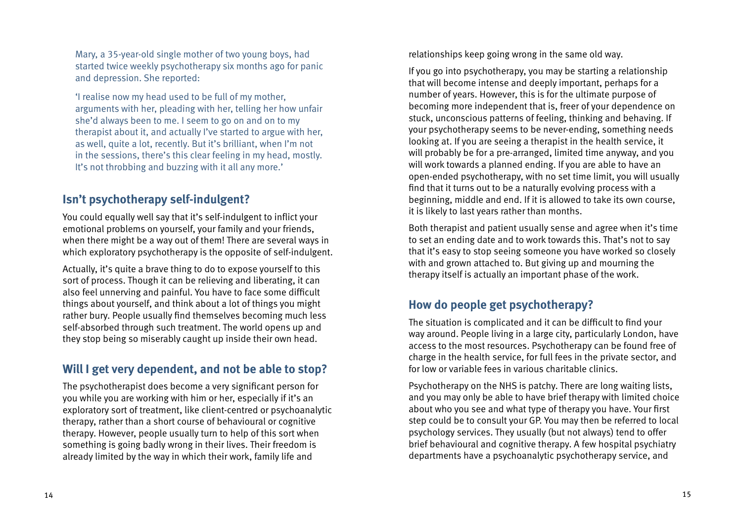Mary, a 35-year-old single mother of two young boys, had started twice weekly psychotherapy six months ago for panic and depression. She reported:

'I realise now my head used to be full of my mother, arguments with her, pleading with her, telling her how unfair she'd always been to me. I seem to go on and on to my therapist about it, and actually I've started to argue with her, as well, quite a lot, recently. But it's brilliant, when I'm not in the sessions, there's this clear feeling in my head, mostly. It's not throbbing and buzzing with it all any more.'

## Isn't psychotherapy self-indulgent?

You could equally well say that it's self-indulgent to inflict your emotional problems on yourself, your family and your friends, when there might be a way out of them! There are several ways in which exploratory psychotherapy is the opposite of self-indulgent.

Actually, it's quite a brave thing to do to expose yourself to this sort of process. Though it can be relieving and liberating, it can also feel unnerving and painful. You have to face some difficult things about yourself, and think about a lot of things you might rather bury. People usually find themselves becoming much less self-absorbed through such treatment. The world opens up and they stop being so miserably caught up inside their own head.

## Will I get very dependent, and not be able to stop?

The psychotherapist does become a very significant person for you while you are working with him or her, especially if it's an exploratory sort of treatment, like client-centred or psychoanalytic therapy, rather than a short course of behavioural or cognitive therapy. However, people usually turn to help of this sort when something is going badly wrong in their lives. Their freedom is already limited by the way in which their work, family life and relationships keep going wrong in the same old way.

If you go into psychotherapy, you may be starting a relationship that will become intense and deeply important, perhaps for a number of years. However, this is for the ultimate purpose of becoming more independent that is, freer of your dependence on stuck, unconscious patterns of feeling, thinking and behaving. If your psychotherapy seems to be never-ending, something needs looking at. If you are seeing a therapist in the health service, it will probably be for a pre-arranged, limited time anyway, and you will work towards a planned ending. If you are able to have an open-ended psychotherapy, with no set time limit, you will usually find that it turns out to be a naturally evolving process with a beginning, middle and end. If it is allowed to take its own course, it is likely to last years rather than months.

Both therapist and patient usually sense and agree when it's time to set an ending date and to work towards this. That's not to say that it's easy to stop seeing someone you have worked so closely with and grown attached to. But giving up and mourning the therapy itself is actually an important phase of the work.

## How do people get psychotherapy?

The situation is complicated and it can be difficult to find your way around. People living in a large city, particularly London, have access to the most resources. Psychotherapy can be found free of charge in the health service, for full fees in the private sector, and for low or variable fees in various charitable clinics.

Psychotherapy on the NHS is patchy. There are long waiting lists, and you may only be able to have brief therapy with limited choice about who you see and what type of therapy you have. Your first step could be to consult your GP. You may then be referred to local psychology services. They usually (but not always) tend to offer brief behavioural and cognitive therapy. A few hospital psychiatry departments have a psychoanalytic psychotherapy service, and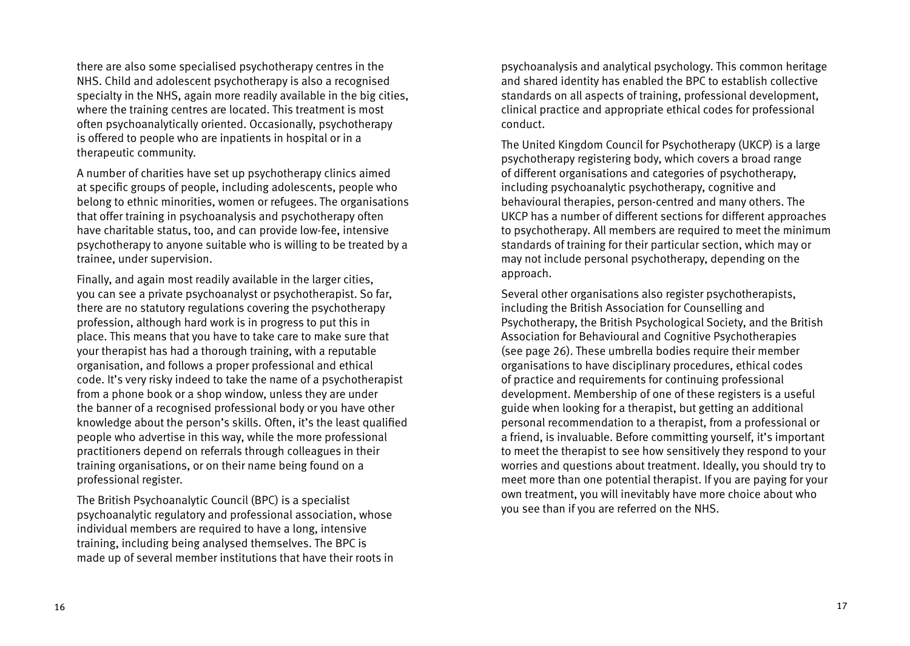there are also some specialised psychotherapy centres in the NHS. Child and adolescent psychotherapy is also a recognised specialty in the NHS, again more readily available in the big cities, where the training centres are located. This treatment is most often psychoanalytically oriented. Occasionally, psychotherapy is offered to people who are inpatients in hospital or in a therapeutic community.

A number of charities have set up psychotherapy clinics aimed at specific groups of people, including adolescents, people who belong to ethnic minorities, women or refugees. The organisations that offer training in psychoanalysis and psychotherapy often have charitable status, too, and can provide low-fee, intensive psychotherapy to anyone suitable who is willing to be treated by a trainee, under supervision.

Finally, and again most readily available in the larger cities, you can see a private psychoanalyst or psychotherapist. So far, there are no statutory regulations covering the psychotherapy profession, although hard work is in progress to put this in place. This means that you have to take care to make sure that your therapist has had a thorough training, with a reputable organisation, and follows a proper professional and ethical code. It's very risky indeed to take the name of a psychotherapist from a phone book or a shop window, unless they are under the banner of a recognised professional body or you have other knowledge about the person's skills. Often, it's the least qualified people who advertise in this way, while the more professional practitioners depend on referrals through colleagues in their training organisations, or on their name being found on a professional register.

The British Psychoanalytic Council (BPC) is a specialist psychoanalytic regulatory and professional association, whose individual members are required to have a long, intensive training, including being analysed themselves. The BPC is made up of several member institutions that have their roots in psychoanalysis and analytical psychology. This common heritage and shared identity has enabled the BPC to establish collective standards on all aspects of training, professional development, clinical practice and appropriate ethical codes for professional conduct.

The United Kingdom Council for Psychotherapy (UKCP) is a large psychotherapy registering body, which covers a broad range of different organisations and categories of psychotherapy, including psychoanalytic psychotherapy, cognitive and behavioural therapies, person-centred and many others. The UKCP has a number of different sections for different approaches to psychotherapy. All members are required to meet the minimum standards of training for their particular section, which may or may not include personal psychotherapy, depending on the approach.

Several other organisations also register psychotherapists, including the British Association for Counselling and Psychotherapy, the British Psychological Society, and the British Association for Behavioural and Cognitive Psychotherapies (see page 26). These umbrella bodies require their member organisations to have disciplinary procedures, ethical codes of practice and requirements for continuing professional development. Membership of one of these registers is a useful guide when looking for a therapist, but getting an additional personal recommendation to a therapist, from a professional or a friend, is invaluable. Before committing yourself, it's important to meet the therapist to see how sensitively they respond to your worries and questions about treatment. Ideally, you should try to meet more than one potential therapist. If you are paying for your own treatment, you will inevitably have more choice about who you see than if you are referred on the NHS.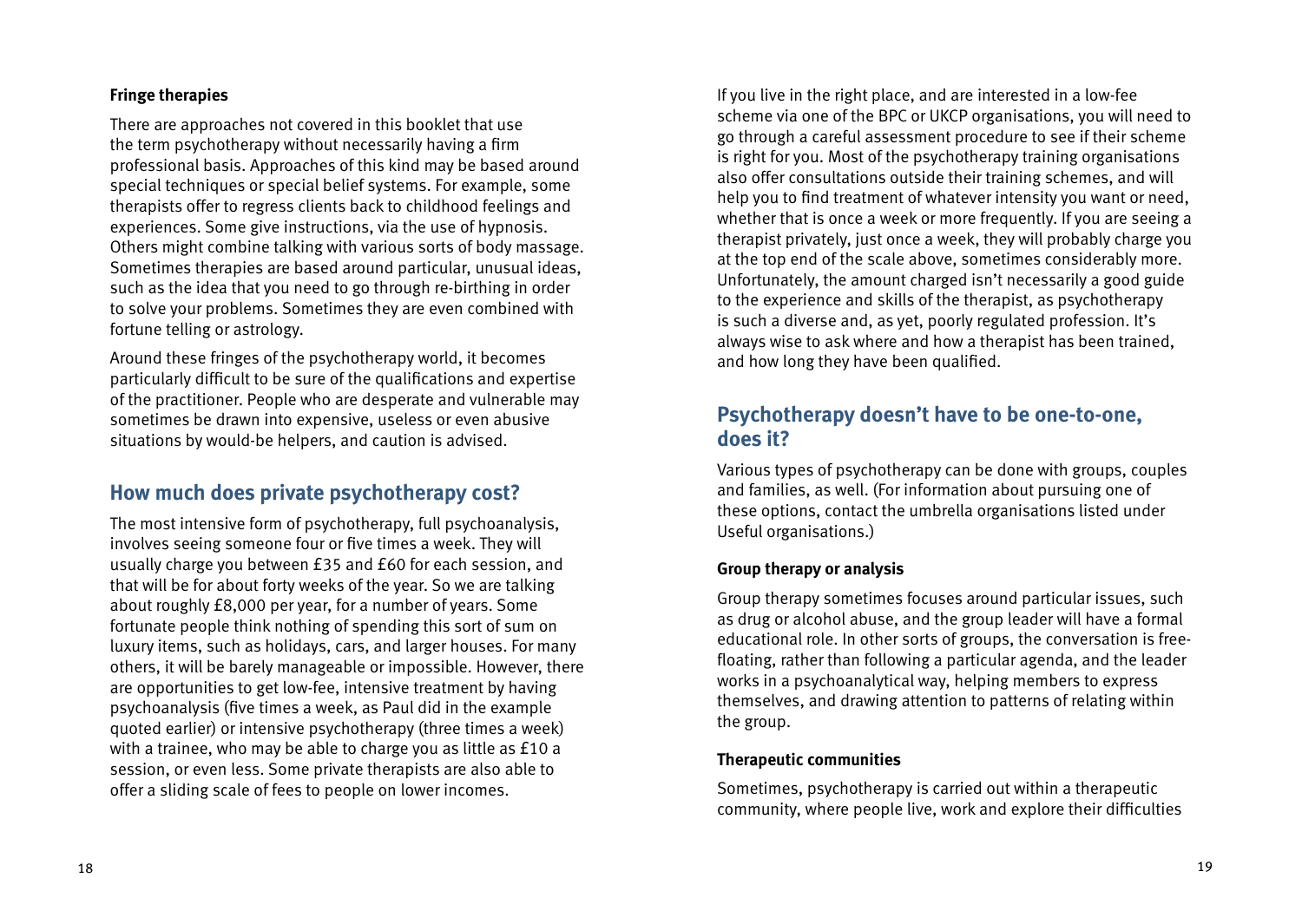#### Fringe therapies

There are approaches not covered in this booklet that use the term psychotherapy without necessarily having a firm professional basis. Approaches of this kind may be based around special techniques or special belief systems. For example, some therapists offer to regress clients back to childhood feelings and experiences. Some give instructions, via the use of hypnosis. Others might combine talking with various sorts of body massage. Sometimes therapies are based around particular, unusual ideas, such as the idea that you need to go through re-birthing in order to solve your problems. Sometimes they are even combined with fortune telling or astrology.

Around these fringes of the psychotherapy world, it becomes particularly difficult to be sure of the qualifications and expertise of the practitioner. People who are desperate and vulnerable may sometimes be drawn into expensive, useless or even abusive situations by would-be helpers, and caution is advised.

## How much does private psychotherapy cost?

The most intensive form of psychotherapy, full psychoanalysis, involves seeing someone four or five times a week. They will usually charge you between £35 and £60 for each session, and that will be for about forty weeks of the year. So we are talking about roughly £8,000 per year, for a number of years. Some fortunate people think nothing of spending this sort of sum on luxury items, such as holidays, cars, and larger houses. For many others, it will be barely manageable or impossible. However, there are opportunities to get low-fee, intensive treatment by having psychoanalysis (five times a week, as Paul did in the example quoted earlier) or intensive psychotherapy (three times a week) with a trainee, who may be able to charge you as little as £10 a session, or even less. Some private therapists are also able to offer a sliding scale of fees to people on lower incomes.

If you live in the right place, and are interested in a low-fee scheme via one of the BPC or UKCP organisations, you will need to go through a careful assessment procedure to see if their scheme is right for you. Most of the psychotherapy training organisations also offer consultations outside their training schemes, and will help you to find treatment of whatever intensity you want or need, whether that is once a week or more frequently. If you are seeing a therapist privately, just once a week, they will probably charge you at the top end of the scale above, sometimes considerably more. Unfortunately, the amount charged isn't necessarily a good guide to the experience and skills of the therapist, as psychotherapy is such a diverse and, as yet, poorly regulated profession. It's always wise to ask where and how a therapist has been trained, and how long they have been qualified.

## Psychotherapy doesn't have to be one-to-one, does it?

Various types of psychotherapy can be done with groups, couples and families, as well. (For information about pursuing one of these options, contact the umbrella organisations listed under Useful organisations.)

#### Group therapy or analysis

Group therapy sometimes focuses around particular issues, such as drug or alcohol abuse, and the group leader will have a formal educational role. In other sorts of groups, the conversation is free-floating, rather than following a particular agenda, and the leader works in a psychoanalytical way, helping members to express themselves, and drawing attention to patterns of relating within the group.

#### Therapeutic communities

Sometimes, psychotherapy is carried out within a therapeutic community, where people live, work and explore their difficulties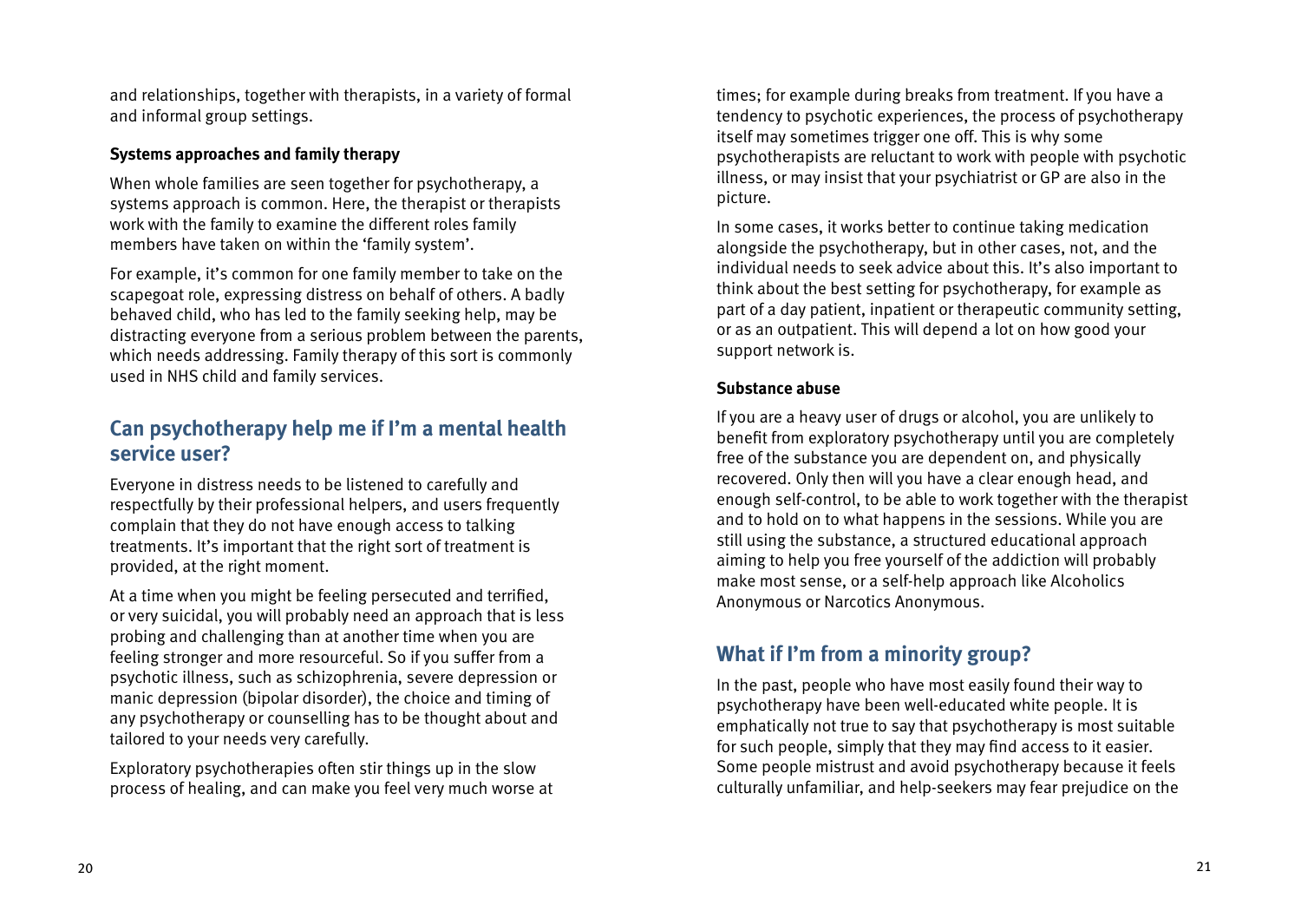and relationships, together with therapists, in a variety of formal and informal group settings.

**Systems approaches and family therapy**

When whole families are seen together for psychotherapy, a systems approach is common. Here, the therapist or therapists work with the family to examine the different roles family members have taken on within the 'family system'.

For example, it's common for one family member to take on the scapegoat role, expressing distress on behalf of others. A badly behaved child, who has led to the family seeking help, may be distracting everyone from a serious problem between the parents, which needs addressing. Family therapy of this sort is commonly used in NHS child and family services.

## Can psychotherapy help me if I'm a mental health service user?

Everyone in distress needs to be listened to carefully and respectfully by their professional helpers, and users frequently complain that they do not have enough access to talking treatments. It's important that the right sort of treatment is provided, at the right moment.

At a time when you might be feeling persecuted and terrified, or very suicidal, you will probably need an approach that is less probing and challenging than at another time when you are feeling stronger and more resourceful. So if you suffer from a psychotic illness, such as schizophrenia, severe depression or manic depression (bipolar disorder), the choice and timing of any psychotherapy or counselling has to be thought about and tailored to your needs very carefully.

Exploratory psychotherapies often stir things up in the slow process of healing, and can make you feel very much worse at times; for example during breaks from treatment. If you have a tendency to psychotic experiences, the process of psychotherapy itself may sometimes trigger one off. This is why some psychotherapists are reluctant to work with people with psychotic illness, or may insist that your psychiatrist or GP are also in the picture.

In some cases, it works better to continue taking medication alongside the psychotherapy, but in other cases, not, and the individual needs to seek advice about this. It's also important to think about the best setting for psychotherapy, for example as part of a day patient, inpatient or therapeutic community setting, or as an outpatient. This will depend a lot on how good your support network is.

**Substance abuse**

If you are a heavy user of drugs or alcohol, you are unlikely to benefit from exploratory psychotherapy until you are completely free of the substance you are dependent on, and physically recovered. Only then will you have a clear enough head, and enough self-control, to be able to work together with the therapist and to hold on to what happens in the sessions. While you are still using the substance, a structured educational approach aiming to help you free yourself of the addiction will probably make most sense, or a self-help approach like Alcoholics Anonymous or Narcotics Anonymous.

## What if I'm from a minority group?

In the past, people who have most easily found their way to psychotherapy have been well-educated white people. It is emphatically not true to say that psychotherapy is most suitable for such people, simply that they may find access to it easier. Some people mistrust and avoid psychotherapy because it feels culturally unfamiliar, and help-seekers may fear prejudice on the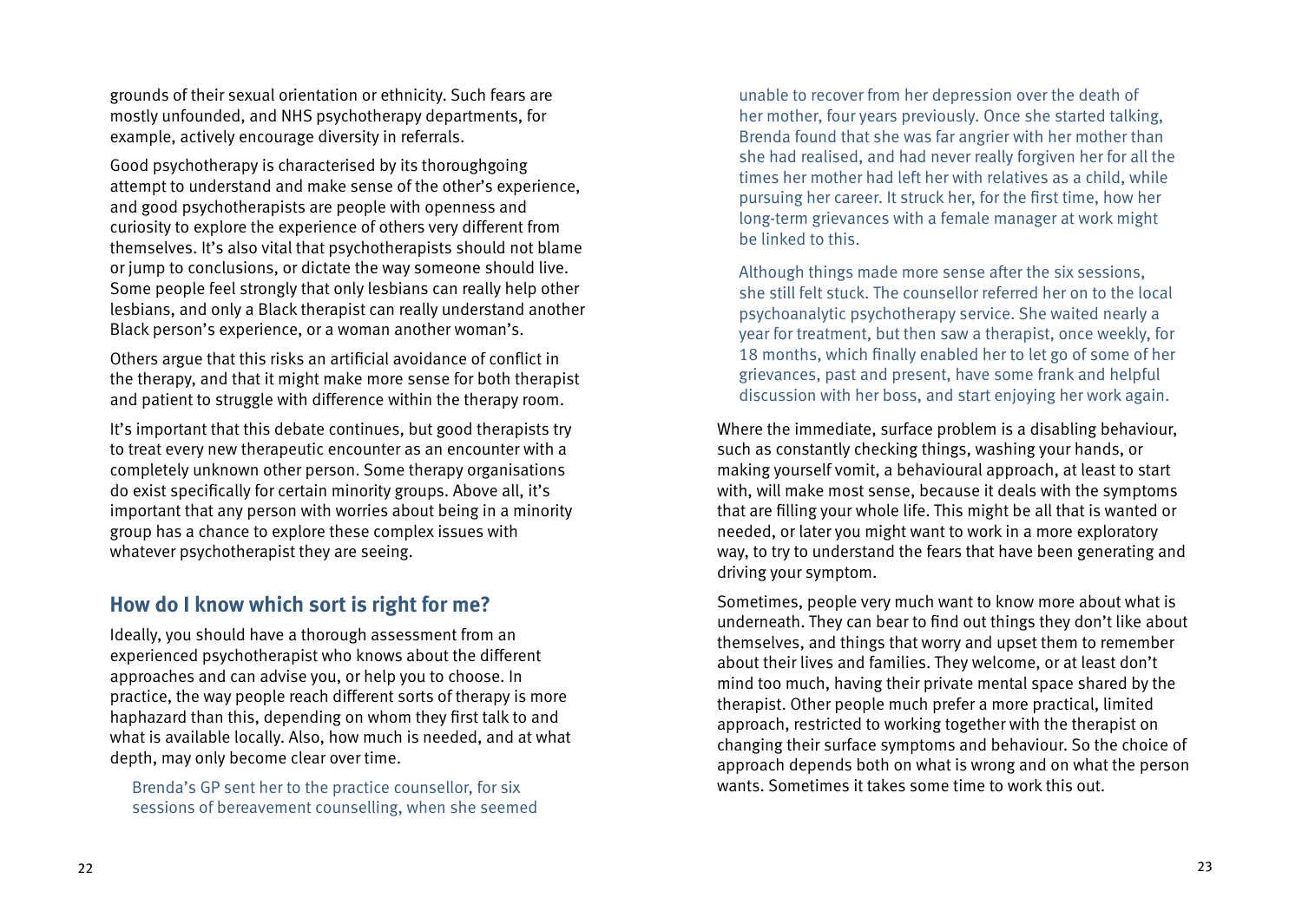grounds of their sexual orientation or ethnicity. Such fears are mostly unfounded, and NHS psychotherapy departments, for example, actively encourage diversity in referrals.

Good psychotherapy is characterised by its thoroughgoing attempt to understand and make sense of the other's experience, and good psychotherapists are people with openness and curiosity to explore the experience of others very different from themselves. It's also vital that psychotherapists should not blame or jump to conclusions, or dictate the way someone should live. Some people feel strongly that only lesbians can really help other lesbians, and only a Black therapist can really understand another Black person's experience, or a woman another woman's.

Others argue that this risks an artificial avoidance of conflict in the therapy, and that it might make more sense for both therapist and patient to struggle with difference within the therapy room.

It's important that this debate continues, but good therapists try to treat every new therapeutic encounter as an encounter with a completely unknown other person. Some therapy organisations do exist specifically for certain minority groups. Above all, it's important that any person with worries about being in a minority group has a chance to explore these complex issues with whatever psychotherapist they are seeing.

## How do I know which sort is right for me?

Ideally, you should have a thorough assessment from an experienced psychotherapist who knows about the different approaches and can advise you, or help you to choose. In practice, the way people reach different sorts of therapy is more haphazard than this, depending on whom they first talk to and what is available locally. Also, how much is needed, and at what depth, may only become clear over time.

> Brenda's GP sent her to the practice counsellor, for six sessions of bereavement counselling, when she seemed unable to recover from her depression over the death of her mother, four years previously. Once she started talking, Brenda found that she was far angrier with her mother than she had realised, and had never really forgiven her for all the times her mother had left her with relatives as a child, while pursuing her career. It struck her, for the first time, how her long-term grievances with a female manager at work might be linked to this.
>
> Although things made more sense after the six sessions, she still felt stuck. The counsellor referred her on to the local psychoanalytic psychotherapy service. She waited nearly a year for treatment, but then saw a therapist, once weekly, for 18 months, which finally enabled her to let go of some of her grievances, past and present, have some frank and helpful discussion with her boss, and start enjoying her work again.

Where the immediate, surface problem is a disabling behaviour, such as constantly checking things, washing your hands, or making yourself vomit, a behavioural approach, at least to start with, will make most sense, because it deals with the symptoms that are filling your whole life. This might be all that is wanted or needed, or later you might want to work in a more exploratory way, to try to understand the fears that have been generating and driving your symptom.

Sometimes, people very much want to know more about what is underneath. They can bear to find out things they don't like about themselves, and things that worry and upset them to remember about their lives and families. They welcome, or at least don't mind too much, having their private mental space shared by the therapist. Other people much prefer a more practical, limited approach, restricted to working together with the therapist on changing their surface symptoms and behaviour. So the choice of approach depends both on what is wrong and on what the person wants. Sometimes it takes some time to work this out.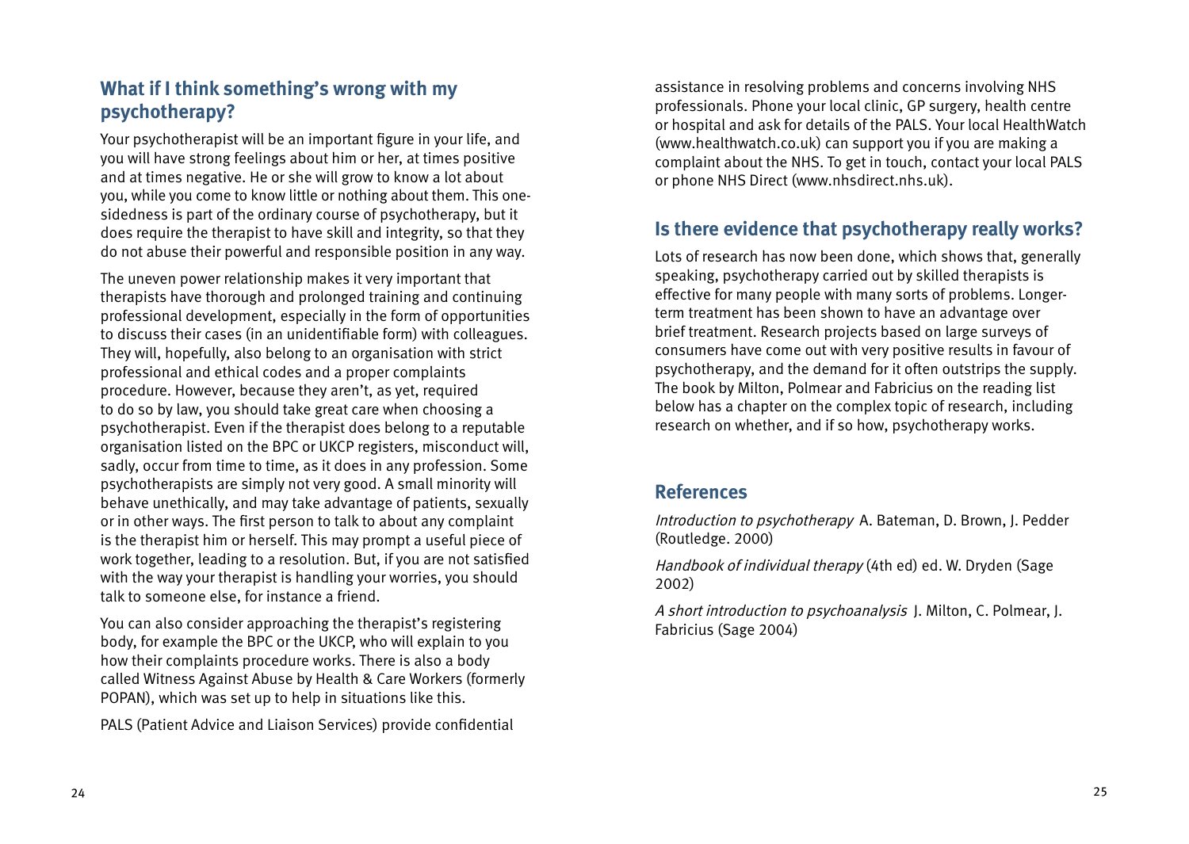## What if I think something's wrong with my psychotherapy?

Your psychotherapist will be an important figure in your life, and you will have strong feelings about him or her, at times positive and at times negative. He or she will grow to know a lot about you, while you come to know little or nothing about them. This one-sidedness is part of the ordinary course of psychotherapy, but it does require the therapist to have skill and integrity, so that they do not abuse their powerful and responsible position in any way.

The uneven power relationship makes it very important that therapists have thorough and prolonged training and continuing professional development, especially in the form of opportunities to discuss their cases (in an unidentifiable form) with colleagues. They will, hopefully, also belong to an organisation with strict professional and ethical codes and a proper complaints procedure. However, because they aren't, as yet, required to do so by law, you should take great care when choosing a psychotherapist. Even if the therapist does belong to a reputable organisation listed on the BPC or UKCP registers, misconduct will, sadly, occur from time to time, as it does in any profession. Some psychotherapists are simply not very good. A small minority will behave unethically, and may take advantage of patients, sexually or in other ways. The first person to talk to about any complaint is the therapist him or herself. This may prompt a useful piece of work together, leading to a resolution. But, if you are not satisfied with the way your therapist is handling your worries, you should talk to someone else, for instance a friend.

You can also consider approaching the therapist's registering body, for example the BPC or the UKCP, who will explain to you how their complaints procedure works. There is also a body called Witness Against Abuse by Health & Care Workers (formerly POPAN), which was set up to help in situations like this.

PALS (Patient Advice and Liaison Services) provide confidential assistance in resolving problems and concerns involving NHS professionals. Phone your local clinic, GP surgery, health centre or hospital and ask for details of the PALS. Your local HealthWatch (www.healthwatch.co.uk) can support you if you are making a complaint about the NHS. To get in touch, contact your local PALS or phone NHS Direct (www.nhsdirect.nhs.uk).

## Is there evidence that psychotherapy really works?

Lots of research has now been done, which shows that, generally speaking, psychotherapy carried out by skilled therapists is effective for many people with many sorts of problems. Longer-term treatment has been shown to have an advantage over brief treatment. Research projects based on large surveys of consumers have come out with very positive results in favour of psychotherapy, and the demand for it often outstrips the supply. The book by Milton, Polmear and Fabricius on the reading list below has a chapter on the complex topic of research, including research on whether, and if so how, psychotherapy works.

## References

*Introduction to psychotherapy* A. Bateman, D. Brown, J. Pedder (Routledge. 2000)

*Handbook of individual therapy* (4th ed) ed. W. Dryden (Sage 2002)

*A short introduction to psychoanalysis* J. Milton, C. Polmear, J. Fabricius (Sage 2004)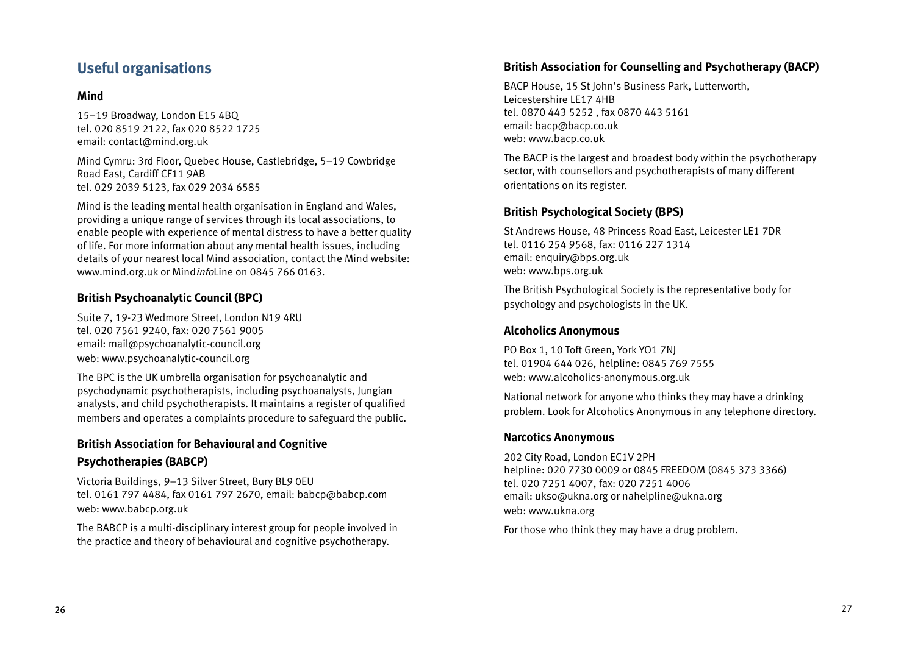## Useful organisations

### Mind

15–19 Broadway, London E15 4BQ
tel. 020 8519 2122, fax 020 8522 1725
email: contact@mind.org.uk

Mind Cymru: 3rd Floor, Quebec House, Castlebridge, 5–19 Cowbridge Road East, Cardiff CF11 9AB
tel. 029 2039 5123, fax 029 2034 6585

Mind is the leading mental health organisation in England and Wales, providing a unique range of services through its local associations, to enable people with experience of mental distress to have a better quality of life. For more information about any mental health issues, including details of your nearest local Mind association, contact the Mind website: www.mind.org.uk or Mind*info*Line on 0845 766 0163.

### British Psychoanalytic Council (BPC)

Suite 7, 19-23 Wedmore Street, London N19 4RU
tel. 020 7561 9240, fax: 020 7561 9005
email: mail@psychoanalytic-council.org
web: www.psychoanalytic-council.org

The BPC is the UK umbrella organisation for psychoanalytic and psychodynamic psychotherapists, including psychoanalysts, Jungian analysts, and child psychotherapists. It maintains a register of qualified members and operates a complaints procedure to safeguard the public.

### British Association for Behavioural and Cognitive Psychotherapies (BABCP)

Victoria Buildings, 9–13 Silver Street, Bury BL9 0EU
tel. 0161 797 4484, fax 0161 797 2670, email: babcp@babcp.com
web: www.babcp.org.uk

The BABCP is a multi-disciplinary interest group for people involved in the practice and theory of behavioural and cognitive psychotherapy.

### British Association for Counselling and Psychotherapy (BACP)

BACP House, 15 St John's Business Park, Lutterworth, Leicestershire LE17 4HB
tel. 0870 443 5252 , fax 0870 443 5161
email: bacp@bacp.co.uk
web: www.bacp.co.uk

The BACP is the largest and broadest body within the psychotherapy sector, with counsellors and psychotherapists of many different orientations on its register.

### British Psychological Society (BPS)

St Andrews House, 48 Princess Road East, Leicester LE1 7DR
tel. 0116 254 9568, fax: 0116 227 1314
email: enquiry@bps.org.uk
web: www.bps.org.uk

The British Psychological Society is the representative body for psychology and psychologists in the UK.

### Alcoholics Anonymous

PO Box 1, 10 Toft Green, York YO1 7NJ
tel. 01904 644 026, helpline: 0845 769 7555
web: www.alcoholics-anonymous.org.uk

National network for anyone who thinks they may have a drinking problem. Look for Alcoholics Anonymous in any telephone directory.

### Narcotics Anonymous

202 City Road, London EC1V 2PH
helpline: 020 7730 0009 or 0845 FREEDOM (0845 373 3366)
tel. 020 7251 4007, fax: 020 7251 4006
email: ukso@ukna.org or nahelpline@ukna.org
web: www.ukna.org

For those who think they may have a drug problem.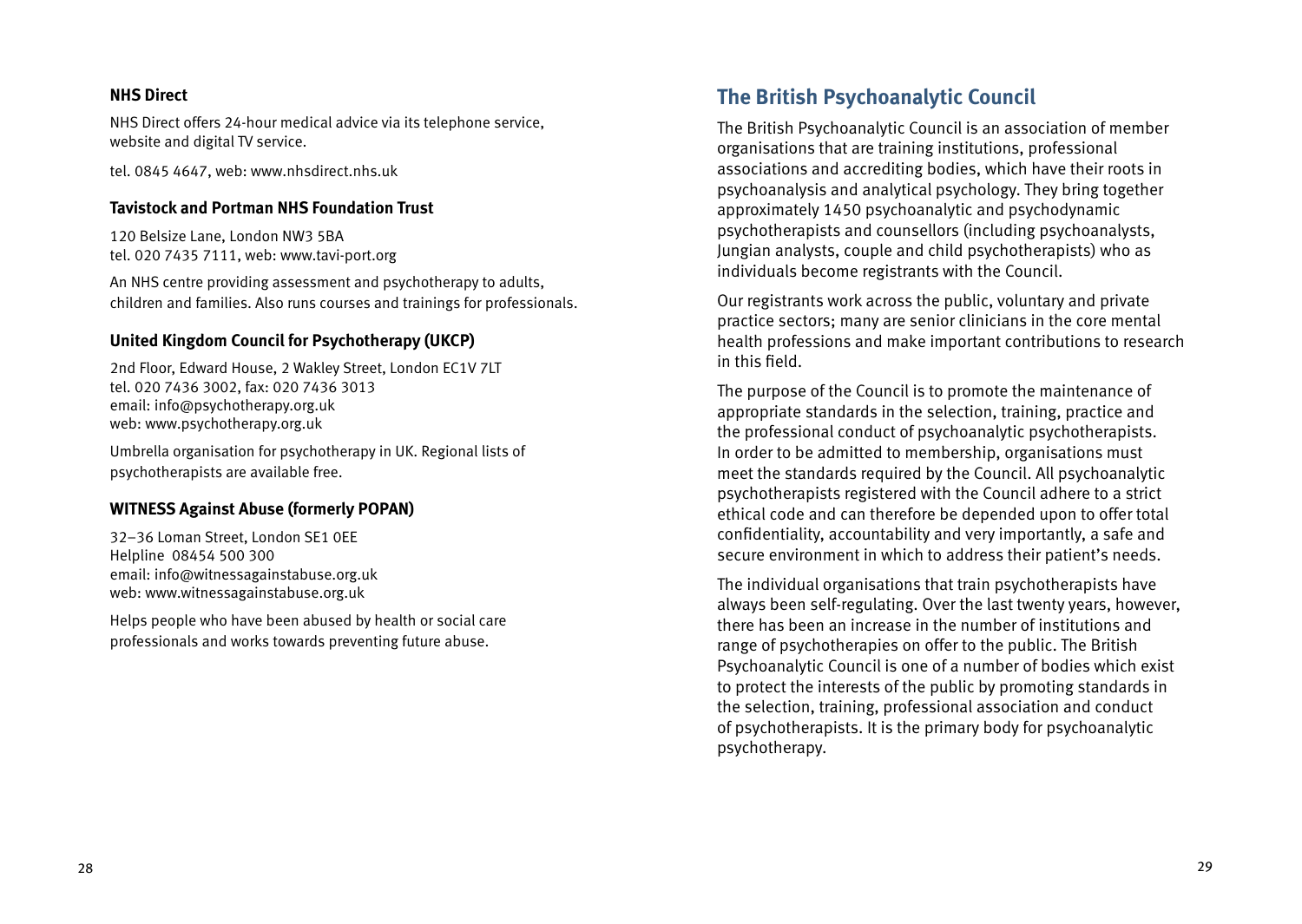### NHS Direct

NHS Direct offers 24-hour medical advice via its telephone service, website and digital TV service.

tel. 0845 4647, web: www.nhsdirect.nhs.uk

### Tavistock and Portman NHS Foundation Trust

120 Belsize Lane, London NW3 5BA
tel. 020 7435 7111, web: www.tavi-port.org

An NHS centre providing assessment and psychotherapy to adults, children and families. Also runs courses and trainings for professionals.

### United Kingdom Council for Psychotherapy (UKCP)

2nd Floor, Edward House, 2 Wakley Street, London EC1V 7LT
tel. 020 7436 3002, fax: 020 7436 3013
email: info@psychotherapy.org.uk
web: www.psychotherapy.org.uk

Umbrella organisation for psychotherapy in UK. Regional lists of psychotherapists are available free.

### WITNESS Against Abuse (formerly POPAN)

32–36 Loman Street, London SE1 0EE
Helpline 08454 500 300
email: info@witnessagainstabuse.org.uk
web: www.witnessagainstabuse.org.uk

Helps people who have been abused by health or social care professionals and works towards preventing future abuse.

## The British Psychoanalytic Council

The British Psychoanalytic Council is an association of member organisations that are training institutions, professional associations and accrediting bodies, which have their roots in psychoanalysis and analytical psychology. They bring together approximately 1450 psychoanalytic and psychodynamic psychotherapists and counsellors (including psychoanalysts, Jungian analysts, couple and child psychotherapists) who as individuals become registrants with the Council.

Our registrants work across the public, voluntary and private practice sectors; many are senior clinicians in the core mental health professions and make important contributions to research in this field.

The purpose of the Council is to promote the maintenance of appropriate standards in the selection, training, practice and the professional conduct of psychoanalytic psychotherapists. In order to be admitted to membership, organisations must meet the standards required by the Council. All psychoanalytic psychotherapists registered with the Council adhere to a strict ethical code and can therefore be depended upon to offer total confidentiality, accountability and very importantly, a safe and secure environment in which to address their patient's needs.

The individual organisations that train psychotherapists have always been self-regulating. Over the last twenty years, however, there has been an increase in the number of institutions and range of psychotherapies on offer to the public. The British Psychoanalytic Council is one of a number of bodies which exist to protect the interests of the public by promoting standards in the selection, training, professional association and conduct of psychotherapists. It is the primary body for psychoanalytic psychotherapy.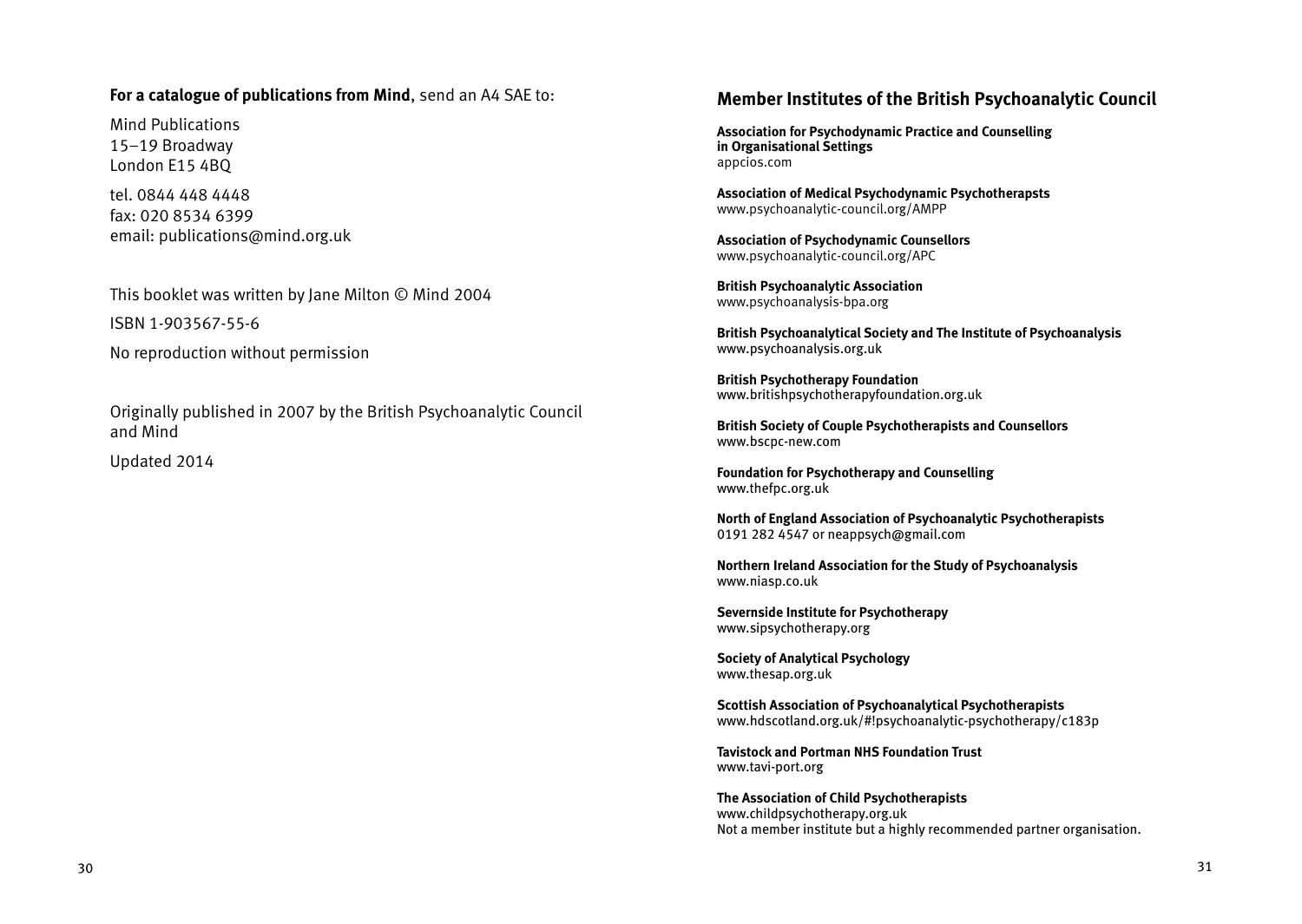**For a catalogue of publications from Mind**, send an A4 SAE to:

Mind Publications
15–19 Broadway
London E15 4BQ

tel. 0844 448 4448
fax: 020 8534 6399
email: publications@mind.org.uk

This booklet was written by Jane Milton © Mind 2004

ISBN 1-903567-55-6

No reproduction without permission

Originally published in 2007 by the British Psychoanalytic Council and Mind

Updated 2014

## Member Institutes of the British Psychoanalytic Council

**Association for Psychodynamic Practice and Counselling in Organisational Settings**
appcios.com

**Association of Medical Psychodynamic Psychotherapsts**
www.psychoanalytic-council.org/AMPP

**Association of Psychodynamic Counsellors**
www.psychoanalytic-council.org/APC

**British Psychoanalytic Association**
www.psychoanalysis-bpa.org

**British Psychoanalytical Society and The Institute of Psychoanalysis**
www.psychoanalysis.org.uk

**British Psychotherapy Foundation**
www.britishpsychotherapyfoundation.org.uk

**British Society of Couple Psychotherapists and Counsellors**
www.bscpc-new.com

**Foundation for Psychotherapy and Counselling**
www.thefpc.org.uk

**North of England Association of Psychoanalytic Psychotherapists**
0191 282 4547 or neappsych@gmail.com

**Northern Ireland Association for the Study of Psychoanalysis**
www.niasp.co.uk

**Severnside Institute for Psychotherapy**
www.sipsychotherapy.org

**Society of Analytical Psychology**
www.thesap.org.uk

**Scottish Association of Psychoanalytical Psychotherapists**
www.hdscotland.org.uk/#!psychoanalytic-psychotherapy/c183p

**Tavistock and Portman NHS Foundation Trust**
www.tavi-port.org

**The Association of Child Psychotherapists**
www.childpsychotherapy.org.uk
Not a member institute but a highly recommended partner organisation.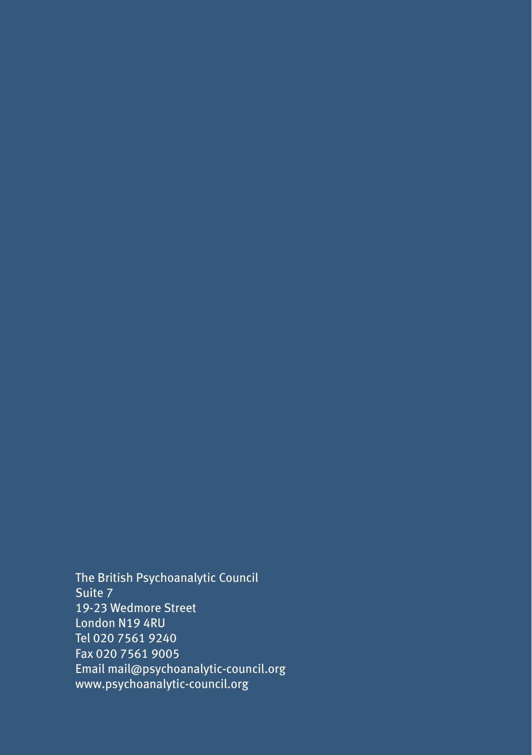The British Psychoanalytic Council
Suite 7
19-23 Wedmore Street
London N19 4RU
Tel 020 7561 9240
Fax 020 7561 9005
Email mail@psychoanalytic-council.org
www.psychoanalytic-council.org